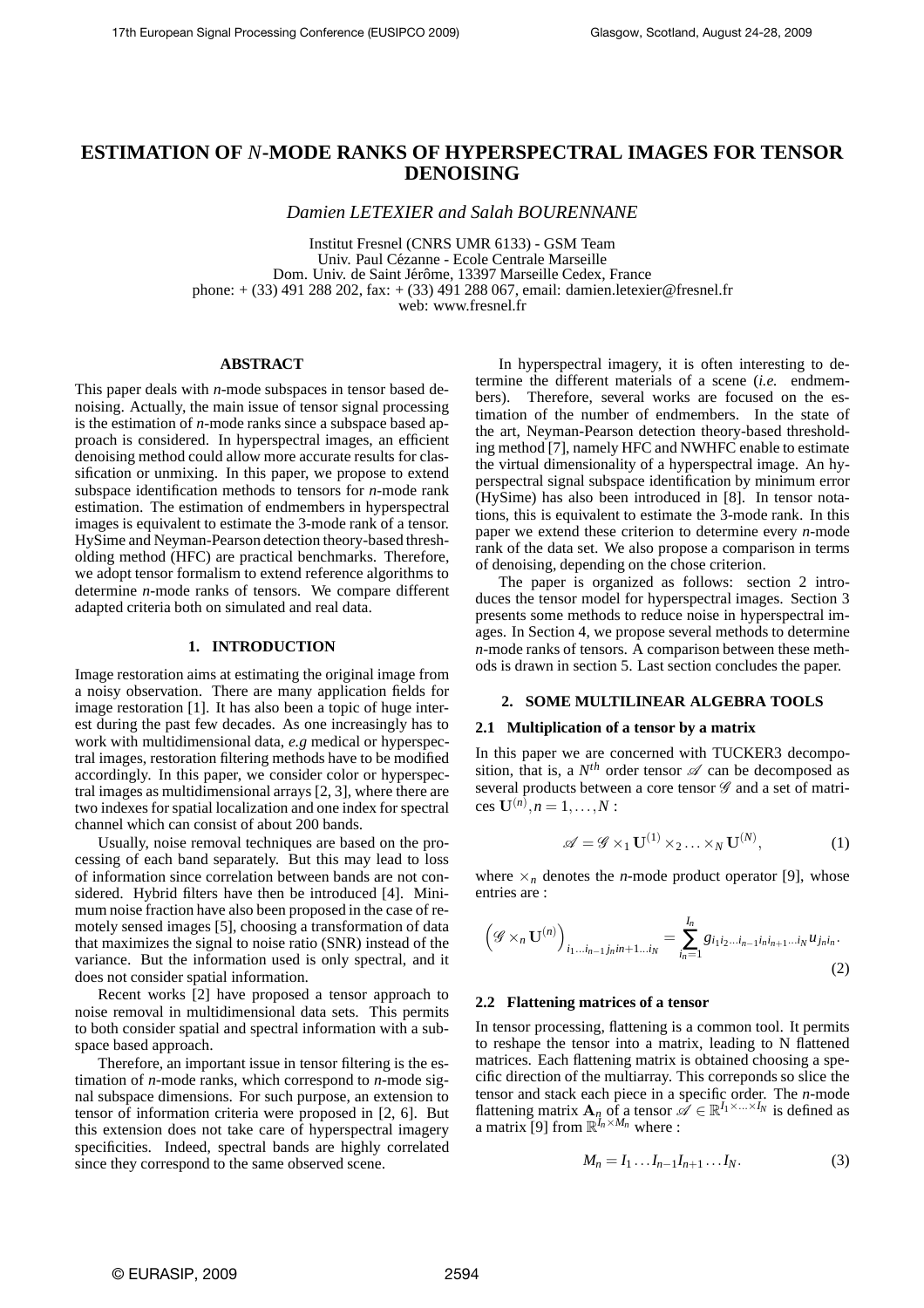# ESTIMATION OF *N*-MODE RANKS OF HYPERSPECTRAL IMAGES FOR TENSOR DENOISING

*Damien LETEXIER and Salah BOURENNANE*

Institut Fresnel (CNRS UMR 6133) - GSM Team
Univ. Paul Cézanne - Ecole Centrale Marseille
Dom. Univ. de Saint Jérôme, 13397 Marseille Cedex, France
phone: + (33) 491 288 202, fax: + (33) 491 288 067, email: damien.letexier@fresnel.fr
web: www.fresnel.fr

## ABSTRACT

This paper deals with *n*-mode subspaces in tensor based denoising. Actually, the main issue of tensor signal processing is the estimation of *n*-mode ranks since a subspace based approach is considered. In hyperspectral images, an efficient denoising method could allow more accurate results for classification or unmixing. In this paper, we propose to extend subspace identification methods to tensors for *n*-mode rank estimation. The estimation of endmembers in hyperspectral images is equivalent to estimate the 3-mode rank of a tensor. HySime and Neyman-Pearson detection theory-based thresholding method (HFC) are practical benchmarks. Therefore, we adopt tensor formalism to extend reference algorithms to determine *n*-mode ranks of tensors. We compare different adapted criteria both on simulated and real data.

## 1. INTRODUCTION

Image restoration aims at estimating the original image from a noisy observation. There are many application fields for image restoration [1]. It has also been a topic of huge interest during the past few decades. As one increasingly has to work with multidimensional data, *e.g* medical or hyperspectral images, restoration filtering methods have to be modified accordingly. In this paper, we consider color or hyperspectral images as multidimensional arrays [2, 3], where there are two indexes for spatial localization and one index for spectral channel which can consist of about 200 bands.

Usually, noise removal techniques are based on the processing of each band separately. But this may lead to loss of information since correlation between bands are not considered. Hybrid filters have then be introduced [4]. Minimum noise fraction have also been proposed in the case of remotely sensed images [5], choosing a transformation of data that maximizes the signal to noise ratio (SNR) instead of the variance. But the information used is only spectral, and it does not consider spatial information.

Recent works [2] have proposed a tensor approach to noise removal in multidimensional data sets. This permits to both consider spatial and spectral information with a subspace based approach.

Therefore, an important issue in tensor filtering is the estimation of *n*-mode ranks, which correspond to *n*-mode signal subspace dimensions. For such purpose, an extension to tensor of information criteria were proposed in [2, 6]. But this extension does not take care of hyperspectral imagery specificities. Indeed, spectral bands are highly correlated since they correspond to the same observed scene.

In hyperspectral imagery, it is often interesting to determine the different materials of a scene (*i.e.* endmembers). Therefore, several works are focused on the estimation of the number of endmembers. In the state of the art, Neyman-Pearson detection theory-based thresholding method [7], namely HFC and NWHFC enable to estimate the virtual dimensionality of a hyperspectral image. An hyperspectral signal subspace identification by minimum error (HySime) has also been introduced in [8]. In tensor notations, this is equivalent to estimate the 3-mode rank. In this paper we extend these criterion to determine every *n*-mode rank of the data set. We also propose a comparison in terms of denoising, depending on the chose criterion.

The paper is organized as follows: section 2 introduces the tensor model for hyperspectral images. Section 3 presents some methods to reduce noise in hyperspectral images. In Section 4, we propose several methods to determine *n*-mode ranks of tensors. A comparison between these methods is drawn in section 5. Last section concludes the paper.

## 2. SOME MULTILINEAR ALGEBRA TOOLS

### 2.1 Multiplication of a tensor by a matrix

In this paper we are concerned with TUCKER3 decomposition, that is, a $N^{th}$ order tensor $\mathscr{A}$ can be decomposed as several products between a core tensor $\mathscr{G}$ and a set of matrices $\mathbf{U}^{(n)}, n = 1, \ldots, N$ :

$$\mathscr{A} = \mathscr{G} \times_1 \mathbf{U}^{(1)} \times_2 \ldots \times_N \mathbf{U}^{(N)}, \tag{1}$$

where $\times_n$ denotes the *n*-mode product operator [9], whose entries are :

$$\left(\mathscr{G} \times_n \mathbf{U}^{(n)}\right)_{i_1 \ldots i_{n-1} j_n i n+1 \ldots i_N} = \sum_{i_n=1}^{I_n} g_{i_1 i_2 \ldots i_{n-1} i_n i_{n+1} \ldots i_N} u_{j_n i_n}. \tag{2}$$

### 2.2 Flattening matrices of a tensor

In tensor processing, flattening is a common tool. It permits to reshape the tensor into a matrix, leading to N flattened matrices. Each flattening matrix is obtained choosing a specific direction of the multiarray. This correponds so slice the tensor and stack each piece in a specific order. The *n*-mode flattening matrix $\mathbf{A}_n$ of a tensor $\mathscr{A} \in \mathbb{R}^{I_1 \times \ldots \times I_N}$ is defined as a matrix [9] from $\mathbb{R}^{I_n \times M_n}$ where :

$$M_n = I_1 \ldots I_{n-1} I_{n+1} \ldots I_N. \tag{3}$$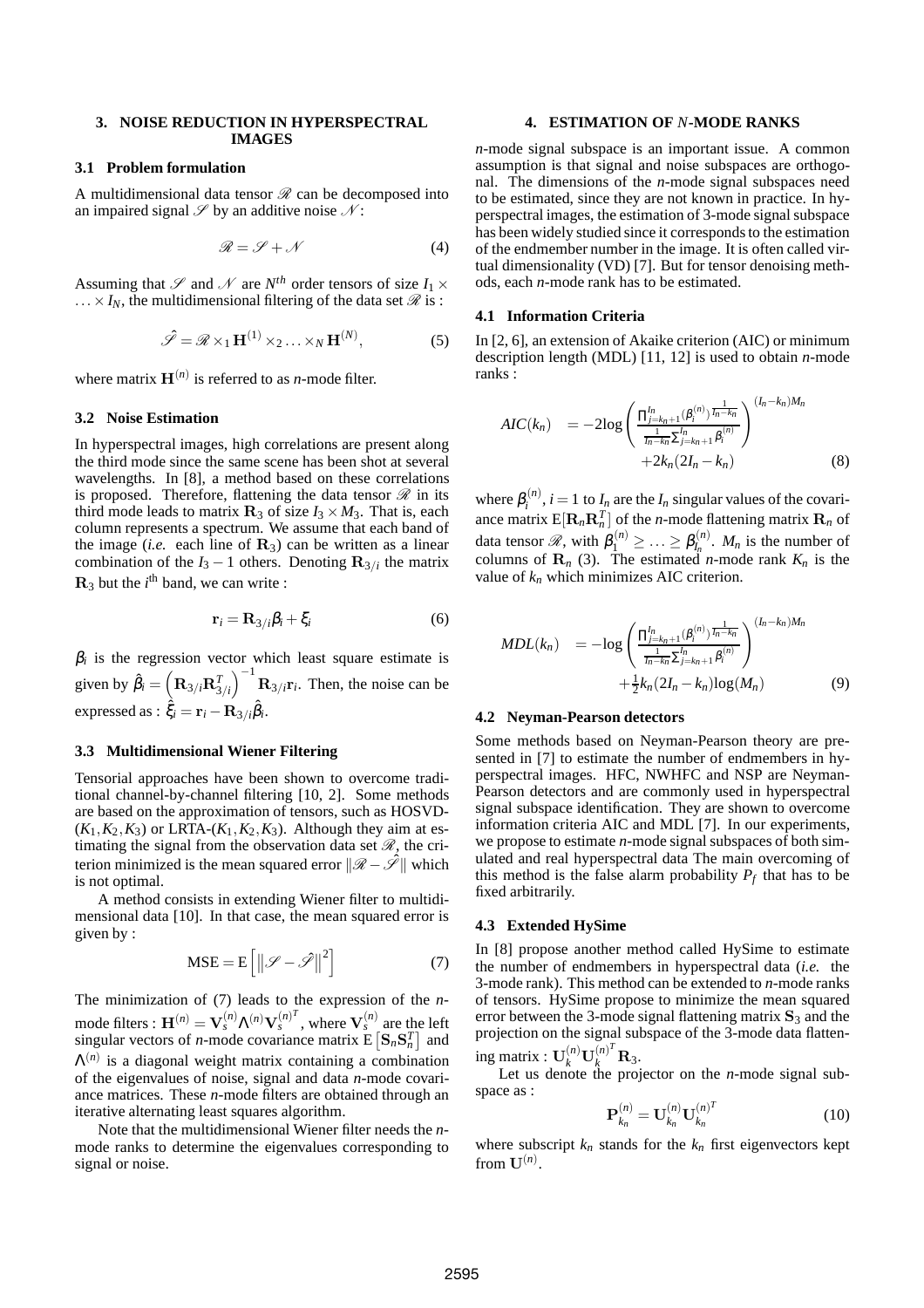## 3. NOISE REDUCTION IN HYPERSPECTRAL IMAGES

### 3.1 Problem formulation

A multidimensional data tensor $\mathscr{R}$ can be decomposed into an impaired signal $\mathscr{S}$ by an additive noise $\mathscr{N}$ :

$$\mathscr{R} = \mathscr{S} + \mathscr{N} \tag{4}$$

Assuming that $\mathscr{S}$ and $\mathscr{N}$ are $N^{th}$ order tensors of size $I_1 \times \ldots \times I_N$, the multidimensional filtering of the data set $\mathscr{R}$ is :

$$\hat{\mathscr{S}} = \mathscr{R} \times_1 \mathbf{H}^{(1)} \times_2 \ldots \times_N \mathbf{H}^{(N)}, \tag{5}$$

where matrix $\mathbf{H}^{(n)}$ is referred to as *n*-mode filter.

### 3.2 Noise Estimation

In hyperspectral images, high correlations are present along the third mode since the same scene has been shot at several wavelengths. In [8], a method based on these correlations is proposed. Therefore, flattening the data tensor $\mathscr{R}$ in its third mode leads to matrix $\mathbf{R}_3$ of size $I_3 \times M_3$. That is, each column represents a spectrum. We assume that each band of the image (*i.e.* each line of $\mathbf{R}_3$) can be written as a linear combination of the $I_3 - 1$ others. Denoting $\mathbf{R}_{3/i}$ the matrix $\mathbf{R}_3$ but the $i^{\text{th}}$ band, we can write :

$$\mathbf{r}_i = \mathbf{R}_{3/i}\beta_i + \xi_i \tag{6}$$

$\beta_i$ is the regression vector which least square estimate is given by $\hat{\beta}_i = \left(\mathbf{R}_{3/i}\mathbf{R}_{3/i}^T\right)^{-1}\mathbf{R}_{3/i}\mathbf{r}_i$. Then, the noise can be expressed as : $\hat{\xi}_i = \mathbf{r}_i - \mathbf{R}_{3/i}\hat{\beta}_i$.

### 3.3 Multidimensional Wiener Filtering

Tensorial approaches have been shown to overcome traditional channel-by-channel filtering [10, 2]. Some methods are based on the approximation of tensors, such as HOSVD-$(K_1, K_2, K_3)$ or LRTA-$(K_1, K_2, K_3)$. Although they aim at estimating the signal from the observation data set $\mathscr{R}$, the criterion minimized is the mean squared error $\|\mathscr{R} - \hat{\mathscr{S}}\|$ which is not optimal.

A method consists in extending Wiener filter to multidimensional data [10]. In that case, the mean squared error is given by :

$$\text{MSE} = \text{E}\left[\left\|\mathscr{S} - \hat{\mathscr{S}}\right\|^2\right] \tag{7}$$

The minimization of (7) leads to the expression of the *n*-mode filters : $\mathbf{H}^{(n)} = \mathbf{V}_s^{(n)}\Lambda^{(n)}\mathbf{V}_s^{(n)^T}$, where $\mathbf{V}_s^{(n)}$ are the left singular vectors of *n*-mode covariance matrix $\text{E}\left[\mathbf{S}_n\mathbf{S}_n^T\right]$ and $\Lambda^{(n)}$ is a diagonal weight matrix containing a combination of the eigenvalues of noise, signal and data *n*-mode covariance matrices. These *n*-mode filters are obtained through an iterative alternating least squares algorithm.

Note that the multidimensional Wiener filter needs the *n*-mode ranks to determine the eigenvalues corresponding to signal or noise.

## 4. ESTIMATION OF *N*-MODE RANKS

*n*-mode signal subspace is an important issue. A common assumption is that signal and noise subspaces are orthogonal. The dimensions of the *n*-mode signal subspaces need to be estimated, since they are not known in practice. In hyperspectral images, the estimation of 3-mode signal subspace has been widely studied since it corresponds to the estimation of the endmember number in the image. It is often called virtual dimensionality (VD) [7]. But for tensor denoising methods, each *n*-mode rank has to be estimated.

### 4.1 Information Criteria

In [2, 6], an extension of Akaike criterion (AIC) or minimum description length (MDL) [11, 12] is used to obtain *n*-mode ranks :

$$\begin{aligned} AIC(k_n) \quad &= -2\log\left(\frac{\prod_{j=k_n+1}^{I_n}(\beta_i^{(n)})^{\frac{1}{I_n-k_n}}}{\frac{1}{I_n-k_n}\sum_{j=k_n+1}^{I_n}\beta_i^{(n)}}\right)^{(I_n-k_n)M_n} \\ &\quad + 2k_n(2I_n - k_n) \end{aligned} \tag{8}$$

where $\beta_i^{(n)}$, $i = 1$ to $I_n$ are the $I_n$ singular values of the covariance matrix $\text{E}[\mathbf{R}_n\mathbf{R}_n^T]$ of the *n*-mode flattening matrix $\mathbf{R}_n$ of data tensor $\mathscr{R}$, with $\beta_1^{(n)} \geq \ldots \geq \beta_{I_n}^{(n)}$. $M_n$ is the number of columns of $\mathbf{R}_n$ (3). The estimated *n*-mode rank $K_n$ is the value of $k_n$ which minimizes AIC criterion.

$$\begin{aligned} MDL(k_n) \quad &= -\log\left(\frac{\prod_{j=k_n+1}^{I_n}(\beta_i^{(n)})^{\frac{1}{I_n-k_n}}}{\frac{1}{I_n-k_n}\sum_{j=k_n+1}^{I_n}\beta_i^{(n)}}\right)^{(I_n-k_n)M_n} \\ &\quad + \tfrac{1}{2}k_n(2I_n - k_n)\log(M_n) \end{aligned} \tag{9}$$

### 4.2 Neyman-Pearson detectors

Some methods based on Neyman-Pearson theory are presented in [7] to estimate the number of endmembers in hyperspectral images. HFC, NWHFC and NSP are Neyman-Pearson detectors and are commonly used in hyperspectral signal subspace identification. They are shown to overcome information criteria AIC and MDL [7]. In our experiments, we propose to estimate *n*-mode signal subspaces of both simulated and real hyperspectral data The main overcoming of this method is the false alarm probability $P_f$ that has to be fixed arbitrarily.

### 4.3 Extended HySime

In [8] propose another method called HySime to estimate the number of endmembers in hyperspectral data (*i.e.* the 3-mode rank). This method can be extended to *n*-mode ranks of tensors. HySime propose to minimize the mean squared error between the 3-mode signal flattening matrix $\mathbf{S}_3$ and the projection on the signal subspace of the 3-mode data flattening matrix : $\mathbf{U}_k^{(n)}\mathbf{U}_k^{(n)^T}\mathbf{R}_3$.

Let us denote the projector on the *n*-mode signal subspace as :

$$\mathbf{P}_{k_n}^{(n)} = \mathbf{U}_{k_n}^{(n)}\mathbf{U}_{k_n}^{(n)^T} \tag{10}$$

where subscript $k_n$ stands for the $k_n$ first eigenvectors kept from $\mathbf{U}^{(n)}$.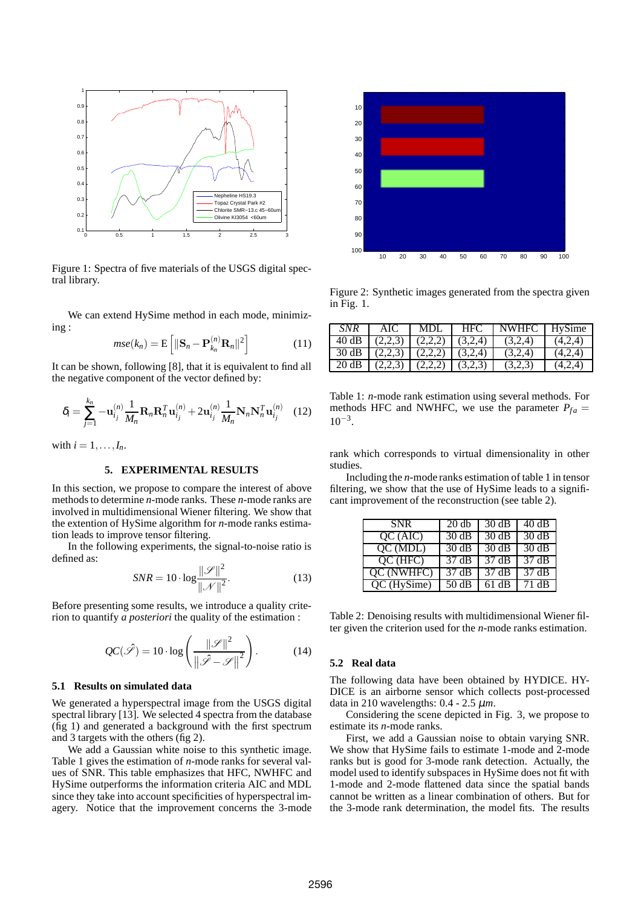1
0.9
0.8
0.7
0.6
0.5
0.4
0.3
0.2
0.1
0
0.5
1
1.5
2
2.5
3

Nepheline HS19.3
Topaz Crystal Park #2
Chlorite SMR−13.c 45−60um
Olivine KI3054 <60um

Figure 1: Spectra of five materials of the USGS digital spectral library.

10
20
30
40
50
60
70
80
90
100
10 20 30 40 50 60 70 80 90 100

Figure 2: Synthetic images generated from the spectra given in Fig. 1.

We can extend HySime method in each mode, minimizing :

$$mse(k_n) = \mathrm{E}\left[\|\mathbf{S}_n - \mathbf{P}_{k_n}^{(n)}\mathbf{R}_n\|^2\right] \qquad (11)$$

It can be shown, following [8], that it is equivalent to find all the negative component of the vector defined by:

$$\delta_i = \sum_{j=1}^{k_n} -\mathbf{u}_{i_j}^{(n)} \frac{1}{M_n}\mathbf{R}_n\mathbf{R}_n^T\mathbf{u}_{i_j}^{(n)} + 2\mathbf{u}_{i_j}^{(n)}\frac{1}{M_n}\mathbf{N}_n\mathbf{N}_n^T\mathbf{u}_{i_j}^{(n)} \quad (12)$$

with $i = 1,\ldots,I_n$.

## 5. EXPERIMENTAL RESULTS

In this section, we propose to compare the interest of above methods to determine $n$-mode ranks. These $n$-mode ranks are involved in multidimensional Wiener filtering. We show that the extention of HySime algorithm for $n$-mode ranks estimation leads to improve tensor filtering.

In the following experiments, the signal-to-noise ratio is defined as:

$$SNR = 10 \cdot \log \frac{\|\mathscr{S}\|^2}{\|\mathscr{N}\|^2}. \qquad (13)$$

Before presenting some results, we introduce a quality criterion to quantify *a posteriori* the quality of the estimation :

$$QC(\hat{\mathscr{S}}) = 10 \cdot \log\left(\frac{\|\mathscr{S}\|^2}{\|\hat{\mathscr{S}} - \mathscr{S}\|^2}\right). \qquad (14)$$

### 5.1 Results on simulated data

We generated a hyperspectral image from the USGS digital spectral library [13]. We selected 4 spectra from the database (fig 1) and generated a background with the first spectrum and 3 targets with the others (fig 2).

We add a Gaussian white noise to this synthetic image. Table 1 gives the estimation of $n$-mode ranks for several values of SNR. This table emphasizes that HFC, NWHFC and HySime outperforms the information criteria AIC and MDL since they take into account specificities of hyperspectral imagery. Notice that the improvement concerns the 3-mode rank which corresponds to virtual dimensionality in other studies.

| *SNR* | AIC | MDL | HFC | NWHFC | HySime |
|---|---|---|---|---|---|
| 40 dB | (2,2,3) | (2,2,2) | (3,2,4) | (3,2,4) | (4,2,4) |
| 30 dB | (2,2,3) | (2,2,2) | (3,2,4) | (3,2,4) | (4,2,4) |
| 20 dB | (2,2,3) | (2,2,2) | (3,2,3) | (3,2,3) | (4,2,4) |

Table 1: $n$-mode rank estimation using several methods. For methods HFC and NWHFC, we use the parameter $P_{fa} = 10^{-3}$.

Including the $n$-mode ranks estimation of table 1 in tensor filtering, we show that the use of HySime leads to a significant improvement of the reconstruction (see table 2).

| SNR | 20 db | 30 dB | 40 dB |
|---|---|---|---|
| QC (AIC) | 30 dB | 30 dB | 30 dB |
| QC (MDL) | 30 dB | 30 dB | 30 dB |
| QC (HFC) | 37 dB | 37 dB | 37 dB |
| QC (NWHFC) | 37 dB | 37 dB | 37 dB |
| QC (HySime) | 50 dB | 61 dB | 71 dB |

Table 2: Denoising results with multidimensional Wiener filter given the criterion used for the $n$-mode ranks estimation.

### 5.2 Real data

The following data have been obtained by HYDICE. HYDICE is an airborne sensor which collects post-processed data in 210 wavelengths: 0.4 - 2.5 $\mu m$.

Considering the scene depicted in Fig. 3, we propose to estimate its $n$-mode ranks.

First, we add a Gaussian noise to obtain varying SNR. We show that HySime fails to estimate 1-mode and 2-mode ranks but is good for 3-mode rank detection. Actually, the model used to identify subspaces in HySime does not fit with 1-mode and 2-mode flattened data since the spatial bands cannot be written as a linear combination of others. But for the 3-mode rank determination, the model fits. The results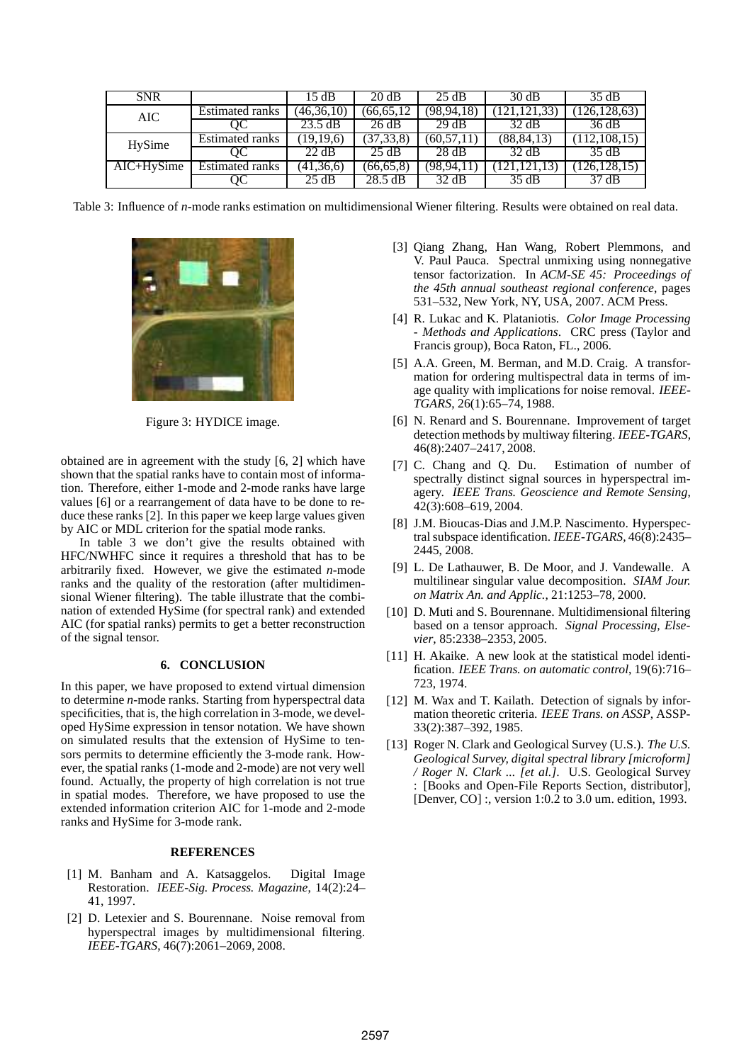| SNR | | 15 dB | 20 dB | 25 dB | 30 dB | 35 dB |
|---|---|---|---|---|---|---|
| AIC | Estimated ranks | (46,36,10) | (66,65,12 | (98,94,18) | (121,121,33) | (126,128,63) |
| | QC | 23.5 dB | 26 dB | 29 dB | 32 dB | 36 dB |
| HySime | Estimated ranks | (19,19,6) | (37,33,8) | (60,57,11) | (88,84,13) | (112,108,15) |
| | QC | 22 dB | 25 dB | 28 dB | 32 dB | 35 dB |
| AIC+HySime | Estimated ranks | (41,36,6) | (66,65,8) | (98,94,11) | (121,121,13) | (126,128,15) |
| | QC | 25 dB | 28.5 dB | 32 dB | 35 dB | 37 dB |

Table 3: Influence of *n*-mode ranks estimation on multidimensional Wiener filtering. Results were obtained on real data.

Figure 3: HYDICE image.

obtained are in agreement with the study [6, 2] which have shown that the spatial ranks have to contain most of information. Therefore, either 1-mode and 2-mode ranks have large values [6] or a rearrangement of data have to be done to reduce these ranks [2]. In this paper we keep large values given by AIC or MDL criterion for the spatial mode ranks.

In table 3 we don't give the results obtained with HFC/NWHFC since it requires a threshold that has to be arbitrarily fixed. However, we give the estimated *n*-mode ranks and the quality of the restoration (after multidimensional Wiener filtering). The table illustrate that the combination of extended HySime (for spectral rank) and extended AIC (for spatial ranks) permits to get a better reconstruction of the signal tensor.

## 6. CONCLUSION

In this paper, we have proposed to extend virtual dimension to determine *n*-mode ranks. Starting from hyperspectral data specificities, that is, the high correlation in 3-mode, we developed HySime expression in tensor notation. We have shown on simulated results that the extension of HySime to tensors permits to determine efficiently the 3-mode rank. However, the spatial ranks (1-mode and 2-mode) are not very well found. Actually, the property of high correlation is not true in spatial modes. Therefore, we have proposed to use the extended information criterion AIC for 1-mode and 2-mode ranks and HySime for 3-mode rank.

## REFERENCES

[1] M. Banham and A. Katsaggelos. Digital Image Restoration. *IEEE-Sig. Process. Magazine*, 14(2):24–41, 1997.

[2] D. Letexier and S. Bourennane. Noise removal from hyperspectral images by multidimensional filtering. *IEEE-TGARS*, 46(7):2061–2069, 2008.

[3] Qiang Zhang, Han Wang, Robert Plemmons, and V. Paul Pauca. Spectral unmixing using nonnegative tensor factorization. In *ACM-SE 45: Proceedings of the 45th annual southeast regional conference*, pages 531–532, New York, NY, USA, 2007. ACM Press.

[4] R. Lukac and K. Plataniotis. *Color Image Processing - Methods and Applications*. CRC press (Taylor and Francis group), Boca Raton, FL., 2006.

[5] A.A. Green, M. Berman, and M.D. Craig. A transformation for ordering multispectral data in terms of image quality with implications for noise removal. *IEEE-TGARS*, 26(1):65–74, 1988.

[6] N. Renard and S. Bourennane. Improvement of target detection methods by multiway filtering. *IEEE-TGARS*, 46(8):2407–2417, 2008.

[7] C. Chang and Q. Du. Estimation of number of spectrally distinct signal sources in hyperspectral imagery. *IEEE Trans. Geoscience and Remote Sensing*, 42(3):608–619, 2004.

[8] J.M. Bioucas-Dias and J.M.P. Nascimento. Hyperspectral subspace identification. *IEEE-TGARS*, 46(8):2435–2445, 2008.

[9] L. De Lathauwer, B. De Moor, and J. Vandewalle. A multilinear singular value decomposition. *SIAM Jour. on Matrix An. and Applic.*, 21:1253–78, 2000.

[10] D. Muti and S. Bourennane. Multidimensional filtering based on a tensor approach. *Signal Processing, Elsevier*, 85:2338–2353, 2005.

[11] H. Akaike. A new look at the statistical model identification. *IEEE Trans. on automatic control*, 19(6):716–723, 1974.

[12] M. Wax and T. Kailath. Detection of signals by information theoretic criteria. *IEEE Trans. on ASSP*, ASSP-33(2):387–392, 1985.

[13] Roger N. Clark and Geological Survey (U.S.). *The U.S. Geological Survey, digital spectral library [microform] / Roger N. Clark ... [et al.]*. U.S. Geological Survey : [Books and Open-File Reports Section, distributor], [Denver, CO] :, version 1:0.2 to 3.0 um. edition, 1993.